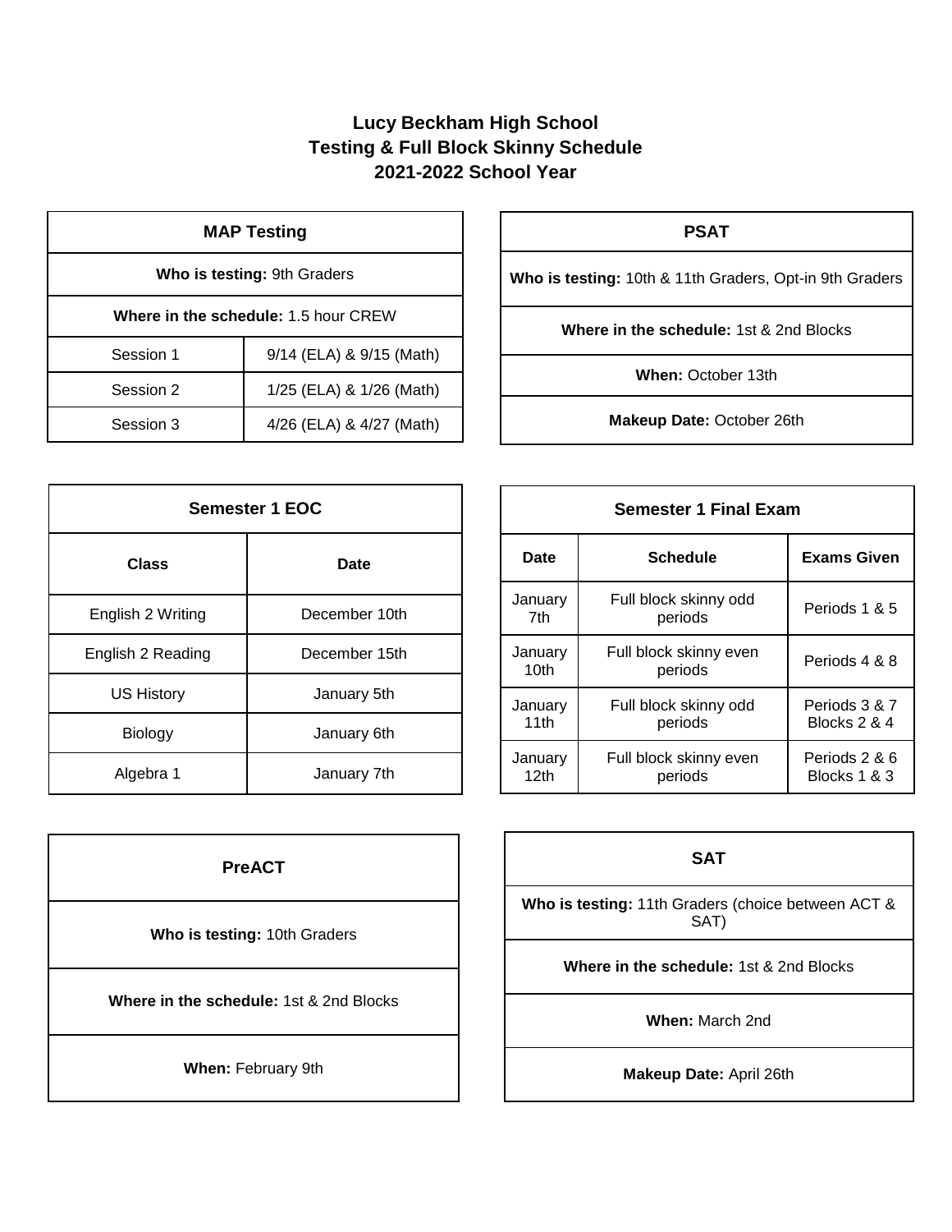# Lucy Beckham High School
## Testing & Full Block Skinny Schedule
## 2021-2022 School Year

| MAP Testing | |
|---|---|
| **Who is testing:** 9th Graders | |
| **Where in the schedule:** 1.5 hour CREW | |
| Session 1 | 9/14 (ELA) & 9/15 (Math) |
| Session 2 | 1/25 (ELA) & 1/26 (Math) |
| Session 3 | 4/26 (ELA) & 4/27 (Math) |

| PSAT |
|---|
| **Who is testing:** 10th & 11th Graders, Opt-in 9th Graders |
| **Where in the schedule:** 1st & 2nd Blocks |
| **When:** October 13th |
| **Makeup Date:** October 26th |

| Semester 1 EOC | |
|---|---|
| **Class** | **Date** |
| English 2 Writing | December 10th |
| English 2 Reading | December 15th |
| US History | January 5th |
| Biology | January 6th |
| Algebra 1 | January 7th |

| Semester 1 Final Exam | | |
|---|---|---|
| **Date** | **Schedule** | **Exams Given** |
| January 7th | Full block skinny odd periods | Periods 1 & 5 |
| January 10th | Full block skinny even periods | Periods 4 & 8 |
| January 11th | Full block skinny odd periods | Periods 3 & 7 Blocks 2 & 4 |
| January 12th | Full block skinny even periods | Periods 2 & 6 Blocks 1 & 3 |

| PreACT |
|---|
| **Who is testing:** 10th Graders |
| **Where in the schedule:** 1st & 2nd Blocks |
| **When:** February 9th |

| SAT |
|---|
| **Who is testing:** 11th Graders (choice between ACT & SAT) |
| **Where in the schedule:** 1st & 2nd Blocks |
| **When:** March 2nd |
| **Makeup Date:** April 26th |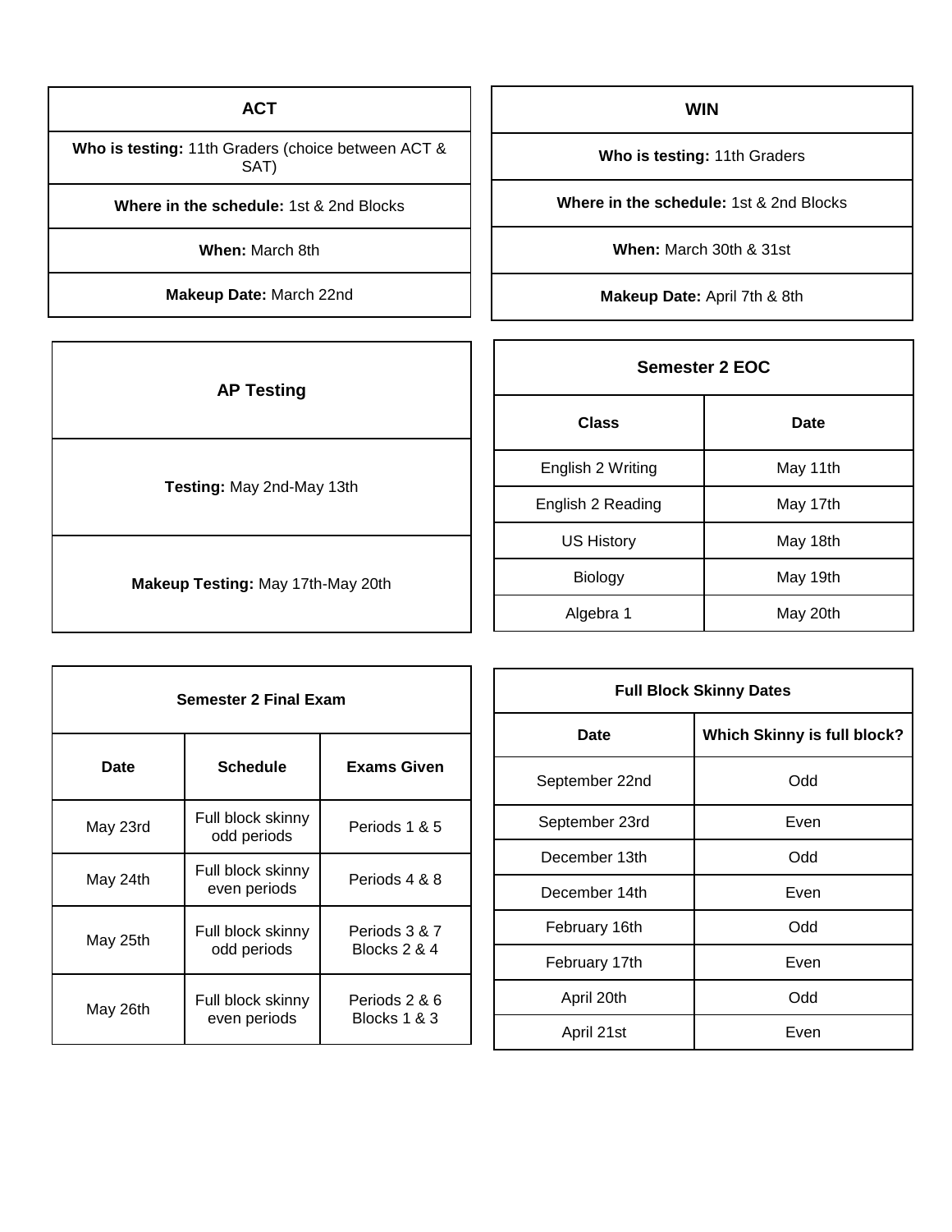| ACT |
| --- |
| **Who is testing:** 11th Graders (choice between ACT & SAT) |
| **Where in the schedule:** 1st & 2nd Blocks |
| **When:** March 8th |
| **Makeup Date:** March 22nd |

| WIN |
| --- |
| **Who is testing:** 11th Graders |
| **Where in the schedule:** 1st & 2nd Blocks |
| **When:** March 30th & 31st |
| **Makeup Date:** April 7th & 8th |

| AP Testing |
| --- |
| **Testing:** May 2nd-May 13th |
| **Makeup Testing:** May 17th-May 20th |

| Semester 2 EOC | |
| --- | --- |
| **Class** | **Date** |
| English 2 Writing | May 11th |
| English 2 Reading | May 17th |
| US History | May 18th |
| Biology | May 19th |
| Algebra 1 | May 20th |

| Semester 2 Final Exam | | |
| --- | --- | --- |
| **Date** | **Schedule** | **Exams Given** |
| May 23rd | Full block skinny odd periods | Periods 1 & 5 |
| May 24th | Full block skinny even periods | Periods 4 & 8 |
| May 25th | Full block skinny odd periods | Periods 3 & 7 Blocks 2 & 4 |
| May 26th | Full block skinny even periods | Periods 2 & 6 Blocks 1 & 3 |

| Full Block Skinny Dates | |
| --- | --- |
| **Date** | **Which Skinny is full block?** |
| September 22nd | Odd |
| September 23rd | Even |
| December 13th | Odd |
| December 14th | Even |
| February 16th | Odd |
| February 17th | Even |
| April 20th | Odd |
| April 21st | Even |